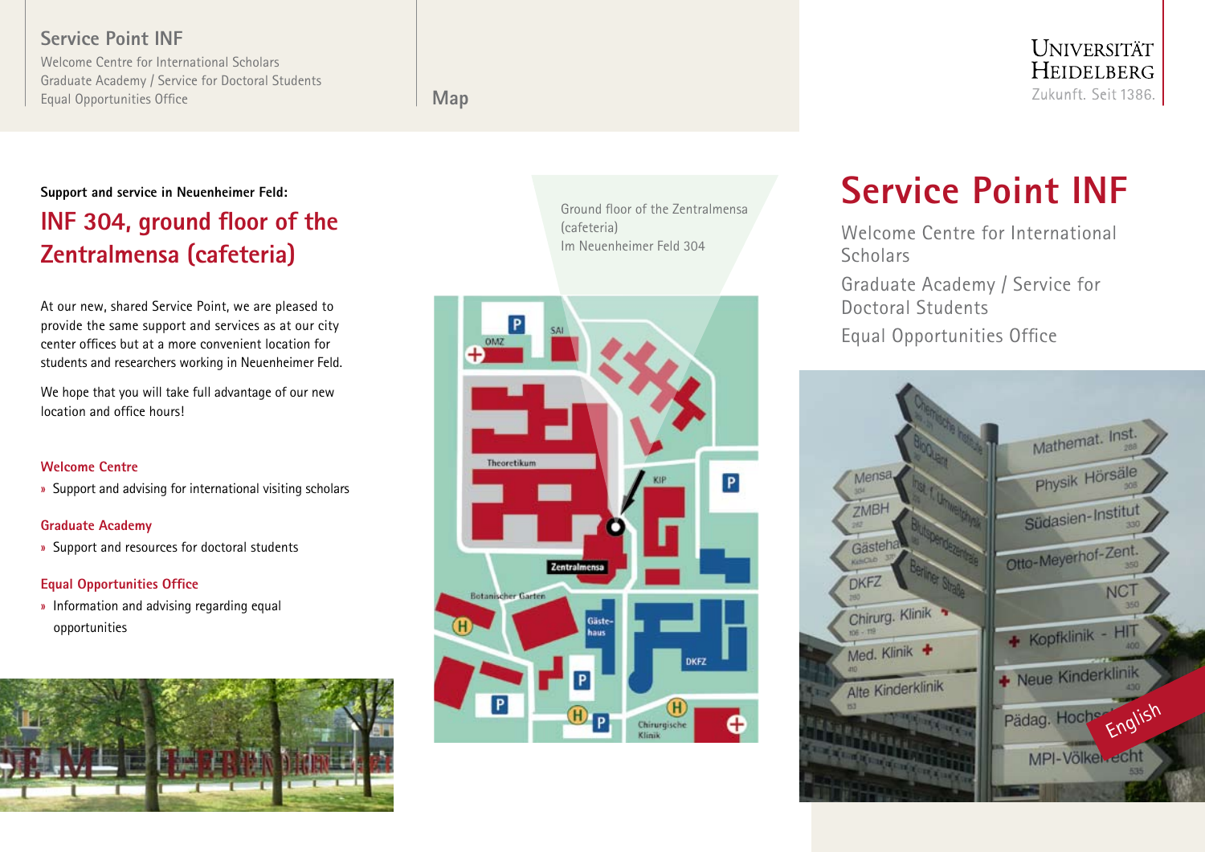Service Point INF

Welcome Centre for International Scholars
Graduate Academy / Service for Doctoral Students
Equal Opportunities Office

Map

Support and service in Neuenheimer Feld:

## INF 304, ground floor of the Zentralmensa (cafeteria)

At our new, shared Service Point, we are pleased to provide the same support and services as at our city center offices but at a more convenient location for students and researchers working in Neuenheimer Feld.

We hope that you will take full advantage of our new location and office hours!

### Welcome Centre

» Support and advising for international visiting scholars

### Graduate Academy

» Support and resources for doctoral students

### Equal Opportunities Office

» Information and advising regarding equal opportunities

Ground floor of the Zentralmensa (cafeteria)
Im Neuenheimer Feld 304

UNIVERSITÄT HEIDELBERG
Zukunft. Seit 1386.

# Service Point INF

Welcome Centre for International Scholars

Graduate Academy / Service for Doctoral Students

Equal Opportunities Office

English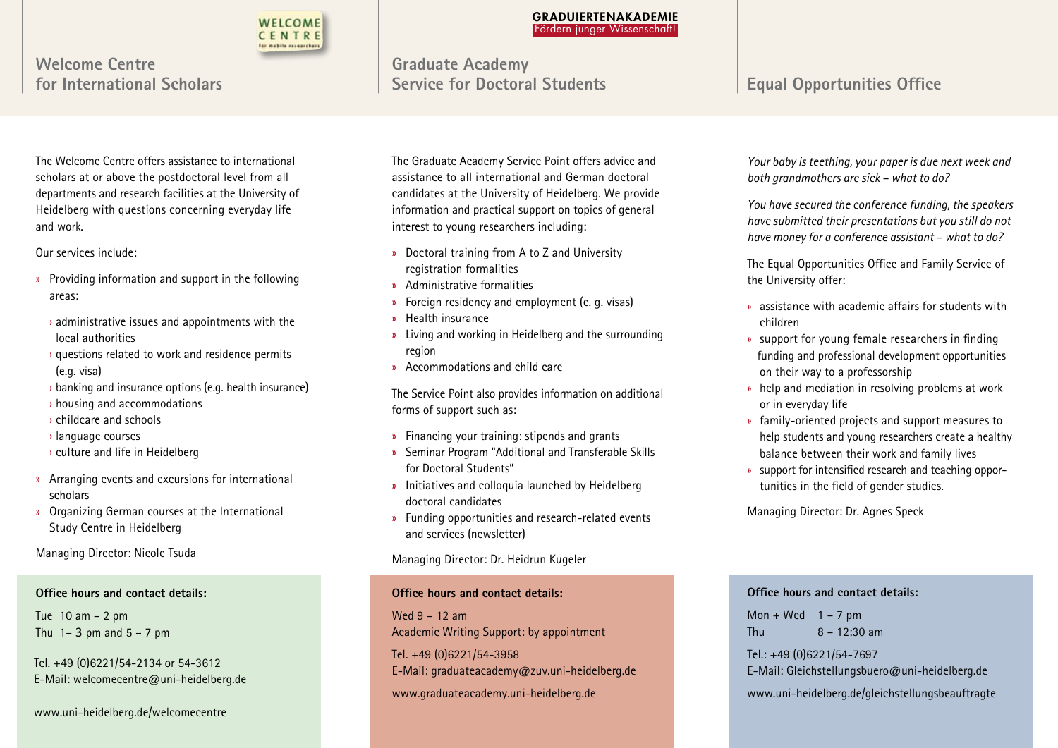## Welcome Centre for International Scholars

WELCOME CENTRE for mobile researchers

The Welcome Centre offers assistance to international scholars at or above the postdoctoral level from all departments and research facilities at the University of Heidelberg with questions concerning everyday life and work.

Our services include:

- Providing information and support in the following areas:
  - administrative issues and appointments with the local authorities
  - questions related to work and residence permits (e.g. visa)
  - banking and insurance options (e.g. health insurance)
  - housing and accommodations
  - childcare and schools
  - language courses
  - culture and life in Heidelberg
- Arranging events and excursions for international scholars
- Organizing German courses at the International Study Centre in Heidelberg

Managing Director: Nicole Tsuda

**Office hours and contact details:**

Tue 10 am – 2 pm
Thu 1– 3 pm and 5 – 7 pm

Tel. +49 (0)6221/54-2134 or 54-3612
E-Mail: welcomecentre@uni-heidelberg.de

www.uni-heidelberg.de/welcomecentre

## Graduate Academy Service for Doctoral Students

GRADUIERTENAKADEMIE
Fördern junger Wissenschaft!

The Graduate Academy Service Point offers advice and assistance to all international and German doctoral candidates at the University of Heidelberg. We provide information and practical support on topics of general interest to young researchers including:

- Doctoral training from A to Z and University registration formalities
- Administrative formalities
- Foreign residency and employment (e. g. visas)
- Health insurance
- Living and working in Heidelberg and the surrounding region
- Accommodations and child care

The Service Point also provides information on additional forms of support such as:

- Financing your training: stipends and grants
- Seminar Program "Additional and Transferable Skills for Doctoral Students"
- Initiatives and colloquia launched by Heidelberg doctoral candidates
- Funding opportunities and research-related events and services (newsletter)

Managing Director: Dr. Heidrun Kugeler

**Office hours and contact details:**

Wed 9 – 12 am
Academic Writing Support: by appointment

Tel. +49 (0)6221/54-3958
E-Mail: graduateacademy@zuv.uni-heidelberg.de

www.graduateacademy.uni-heidelberg.de

## Equal Opportunities Office

*Your baby is teething, your paper is due next week and both grandmothers are sick – what to do?*

*You have secured the conference funding, the speakers have submitted their presentations but you still do not have money for a conference assistant – what to do?*

The Equal Opportunities Office and Family Service of the University offer:

- assistance with academic affairs for students with children
- support for young female researchers in finding funding and professional development opportunities on their way to a professorship
- help and mediation in resolving problems at work or in everyday life
- family-oriented projects and support measures to help students and young researchers create a healthy balance between their work and family lives
- support for intensified research and teaching opportunities in the field of gender studies.

Managing Director: Dr. Agnes Speck

**Office hours and contact details:**

Mon + Wed 1 – 7 pm
Thu 8 – 12:30 am

Tel.: +49 (0)6221/54-7697
E-Mail: Gleichstellungsbuero@uni-heidelberg.de

www.uni-heidelberg.de/gleichstellungsbeauftragte